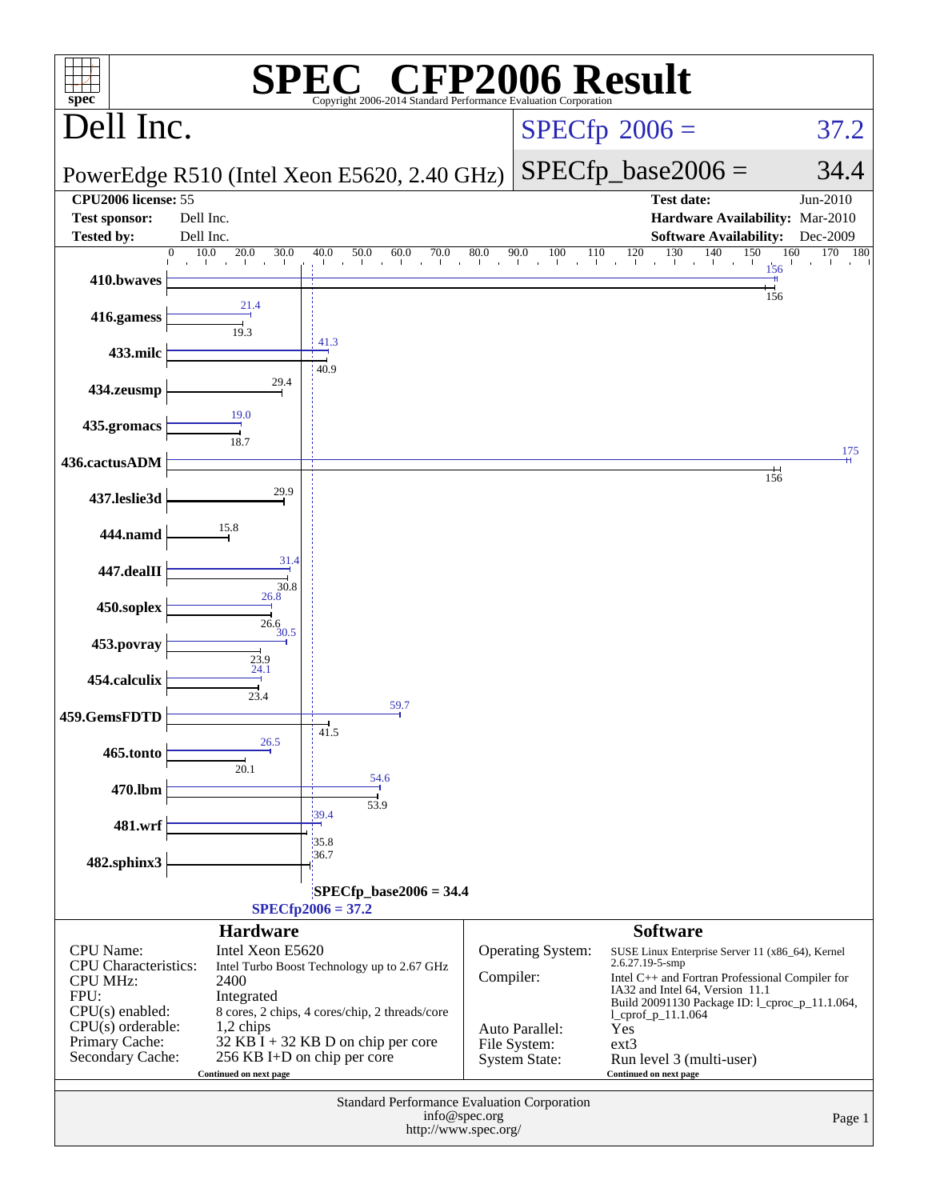# SPEC CFP2006 Result

Copyright 2006-2014 Standard Performance Evaluation Corporation

## Dell Inc.

**PowerEdge R510 (Intel Xeon E5620, 2.40 GHz)**

SPECfp 2006 = 37.2

SPECfp_base2006 = 34.4

| | | | |
|---|---|---|---|
| **CPU2006 license:** | 55 | **Test date:** | Jun-2010 |
| **Test sponsor:** | Dell Inc. | **Hardware Availability:** | Mar-2010 |
| **Tested by:** | Dell Inc. | **Software Availability:** | Dec-2009 |

| Benchmark | Peak | Base |
|---|---|---|
| 410.bwaves | 156 | 156 |
| 416.gamess | 21.4 | 19.3 |
| 433.milc | 41.3 | 40.9 |
| 434.zeusmp | | 29.4 |
| 435.gromacs | 19.0 | 18.7 |
| 436.cactusADM | 175 | 156 |
| 437.leslie3d | | 29.9 |
| 444.namd | | 15.8 |
| 447.dealII | 31.4 | 30.8 |
| 450.soplex | 26.8 | 26.6 |
| 453.povray | 30.5 | 23.9 |
| 454.calculix | 24.1 | 23.4 |
| 459.GemsFDTD | 59.7 | 41.5 |
| 465.tonto | 26.5 | 20.1 |
| 470.lbm | 54.6 | 53.9 |
| 481.wrf | 39.4 | 35.8 |
| 482.sphinx3 | | 36.7 |

SPECfp_base2006 = 34.4

SPECfp2006 = 37.2

### Hardware

| | |
|---|---|
| CPU Name: | Intel Xeon E5620 |
| CPU Characteristics: | Intel Turbo Boost Technology up to 2.67 GHz |
| CPU MHz: | 2400 |
| FPU: | Integrated |
| CPU(s) enabled: | 8 cores, 2 chips, 4 cores/chip, 2 threads/core |
| CPU(s) orderable: | 1,2 chips |
| Primary Cache: | 32 KB I + 32 KB D on chip per core |
| Secondary Cache: | 256 KB I+D on chip per core |

Continued on next page

### Software

| | |
|---|---|
| Operating System: | SUSE Linux Enterprise Server 11 (x86_64), Kernel 2.6.27.19-5-smp |
| Compiler: | Intel C++ and Fortran Professional Compiler for IA32 and Intel 64, Version 11.1 Build 20091130 Package ID: l_cproc_p_11.1.064, l_cprof_p_11.1.064 |
| Auto Parallel: | Yes |
| File System: | ext3 |
| System State: | Run level 3 (multi-user) |

Continued on next page

Standard Performance Evaluation Corporation
info@spec.org
http://www.spec.org/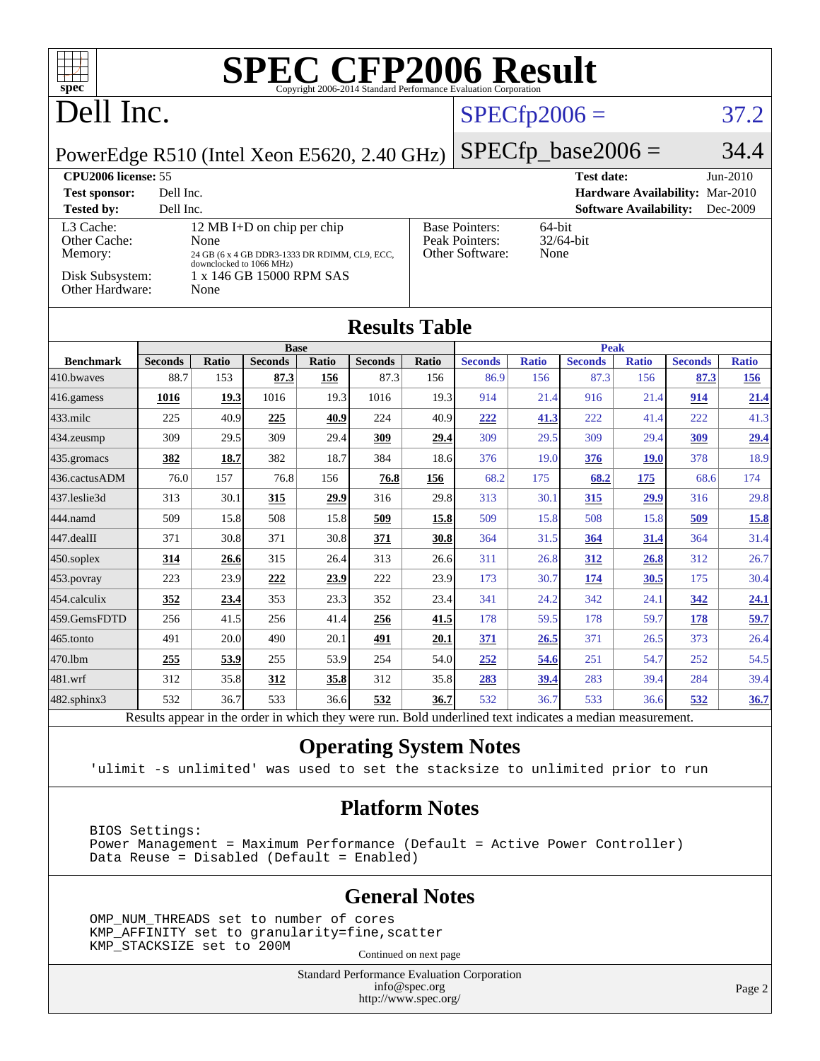# SPEC CFP2006 Result

Copyright 2006-2014 Standard Performance Evaluation Corporation

## Dell Inc.

PowerEdge R510 (Intel Xeon E5620, 2.40 GHz)

SPECfp2006 = 37.2

SPECfp_base2006 = 34.4

| | | | |
|---|---|---|---|
| **CPU2006 license:** 55 | | **Test date:** | Jun-2010 |
| **Test sponsor:** | Dell Inc. | **Hardware Availability:** | Mar-2010 |
| **Tested by:** | Dell Inc. | **Software Availability:** | Dec-2009 |

| | |
|---|---|
| L3 Cache: | 12 MB I+D on chip per chip |
| Other Cache: | None |
| Memory: | 24 GB (6 x 4 GB DDR3-1333 DR RDIMM, CL9, ECC, downclocked to 1066 MHz) |
| Disk Subsystem: | 1 x 146 GB 15000 RPM SAS |
| Other Hardware: | None |

| | |
|---|---|
| Base Pointers: | 64-bit |
| Peak Pointers: | 32/64-bit |
| Other Software: | None |

## Results Table

| | Base | | | | | | Peak | | | | | |
|---|---|---|---|---|---|---|---|---|---|---|---|---|
| **Benchmark** | **Seconds** | **Ratio** | **Seconds** | **Ratio** | **Seconds** | **Ratio** | **Seconds** | **Ratio** | **Seconds** | **Ratio** | **Seconds** | **Ratio** |
| 410.bwaves | 88.7 | 153 | **87.3** | **156** | 87.3 | 156 | 86.9 | 156 | 87.3 | 156 | **87.3** | **156** |
| 416.gamess | **1016** | **19.3** | 1016 | 19.3 | 1016 | 19.3 | 914 | 21.4 | 916 | 21.4 | **914** | **21.4** |
| 433.milc | 225 | 40.9 | **225** | **40.9** | 224 | 40.9 | **222** | **41.3** | 222 | 41.4 | 222 | 41.3 |
| 434.zeusmp | 309 | 29.5 | 309 | 29.4 | **309** | **29.4** | 309 | 29.5 | 309 | 29.4 | **309** | **29.4** |
| 435.gromacs | **382** | **18.7** | 382 | 18.7 | 384 | 18.6 | 376 | 19.0 | **376** | **19.0** | 378 | 18.9 |
| 436.cactusADM | 76.0 | 157 | 76.8 | 156 | **76.8** | **156** | 68.2 | 175 | **68.2** | **175** | 68.6 | 174 |
| 437.leslie3d | 313 | 30.1 | **315** | **29.9** | 316 | 29.8 | 313 | 30.1 | **315** | **29.9** | 316 | 29.8 |
| 444.namd | 509 | 15.8 | 508 | 15.8 | **509** | **15.8** | 509 | 15.8 | 508 | 15.8 | **509** | **15.8** |
| 447.dealII | 371 | 30.8 | 371 | 30.8 | **371** | **30.8** | 364 | 31.5 | **364** | **31.4** | 364 | 31.4 |
| 450.soplex | **314** | **26.6** | 315 | 26.4 | 313 | 26.6 | 311 | 26.8 | **312** | **26.8** | 312 | 26.7 |
| 453.povray | 223 | 23.9 | **222** | **23.9** | 222 | 23.9 | 173 | 30.7 | **174** | **30.5** | 175 | 30.4 |
| 454.calculix | **352** | **23.4** | 353 | 23.3 | 352 | 23.4 | 341 | 24.2 | 342 | 24.1 | **342** | **24.1** |
| 459.GemsFDTD | 256 | 41.5 | 256 | 41.4 | **256** | **41.5** | 178 | 59.5 | 178 | 59.7 | **178** | **59.7** |
| 465.tonto | 491 | 20.0 | 490 | 20.1 | **491** | **20.1** | **371** | **26.5** | 371 | 26.5 | 373 | 26.4 |
| 470.lbm | **255** | **53.9** | 255 | 53.9 | 254 | 54.0 | **252** | **54.6** | 251 | 54.7 | 252 | 54.5 |
| 481.wrf | 312 | 35.8 | **312** | **35.8** | 312 | 35.8 | **283** | **39.4** | 283 | 39.4 | 284 | 39.4 |
| 482.sphinx3 | 532 | 36.7 | 533 | 36.6 | **532** | **36.7** | 532 | 36.7 | 533 | 36.6 | **532** | **36.7** |

Results appear in the order in which they were run. Bold underlined text indicates a median measurement.

## Operating System Notes

```
'ulimit -s unlimited' was used to set the stacksize to unlimited prior to run
```

## Platform Notes

```
BIOS Settings:
Power Management = Maximum Performance (Default = Active Power Controller)
Data Reuse = Disabled (Default = Enabled)
```

## General Notes

```
OMP_NUM_THREADS set to number of cores
KMP_AFFINITY set to granularity=fine,scatter
KMP_STACKSIZE set to 200M
```

Continued on next page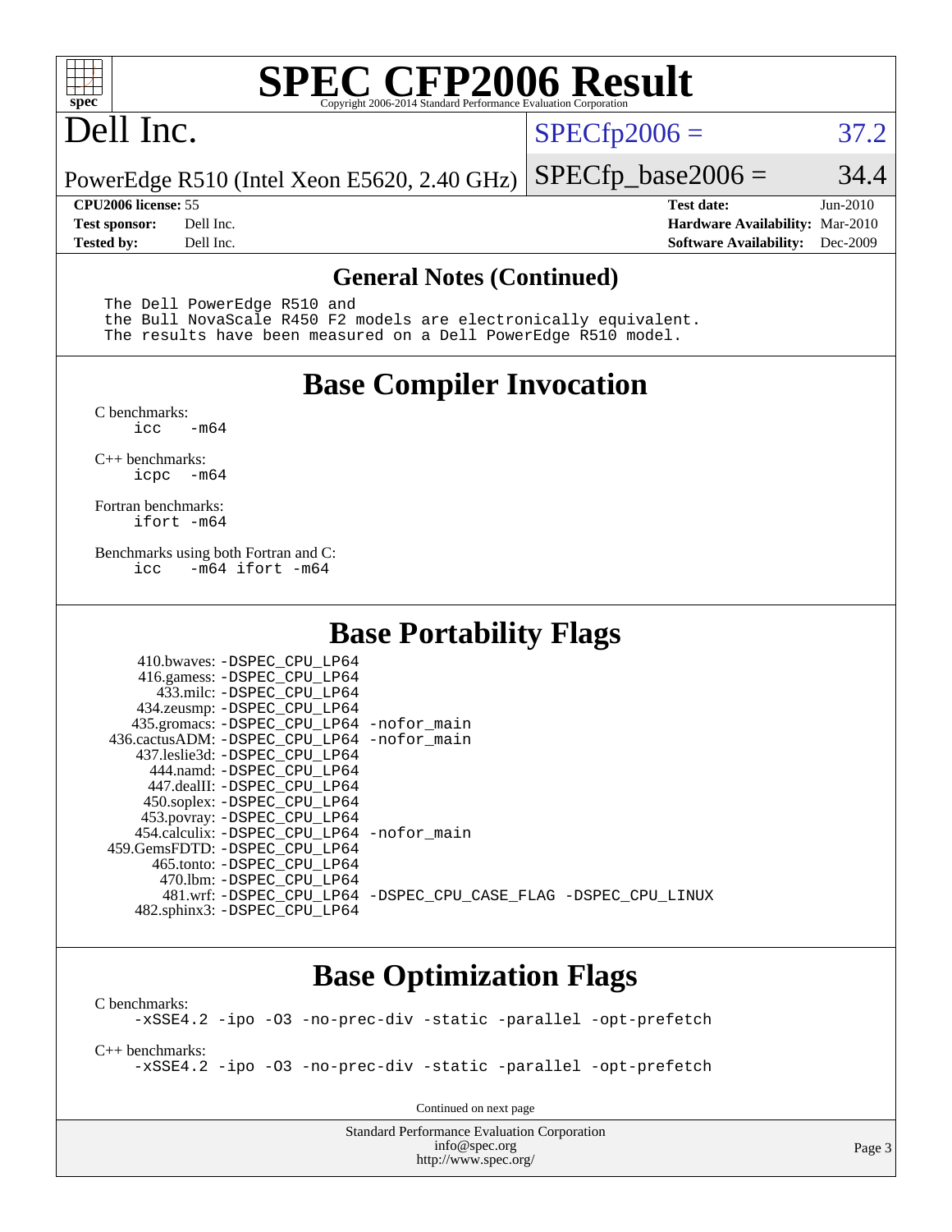# SPEC CFP2006 Result

Copyright 2006-2014 Standard Performance Evaluation Corporation

## Dell Inc.

PowerEdge R510 (Intel Xeon E5620, 2.40 GHz)

SPECfp2006 = 37.2

SPECfp_base2006 = 34.4

| | | | |
|---|---|---|---|
| **CPU2006 license:** 55 | | **Test date:** | Jun-2010 |
| **Test sponsor:** | Dell Inc. | **Hardware Availability:** | Mar-2010 |
| **Tested by:** | Dell Inc. | **Software Availability:** | Dec-2009 |

### General Notes (Continued)

```
The Dell PowerEdge R510 and
the Bull NovaScale R450 F2 models are electronically equivalent.
The results have been measured on a Dell PowerEdge R510 model.
```

## Base Compiler Invocation

C benchmarks:
```
icc   -m64
```

C++ benchmarks:
```
icpc  -m64
```

Fortran benchmarks:
```
ifort -m64
```

Benchmarks using both Fortran and C:
```
icc   -m64 ifort -m64
```

## Base Portability Flags

```
    410.bwaves: -DSPEC_CPU_LP64
    416.gamess: -DSPEC_CPU_LP64
      433.milc: -DSPEC_CPU_LP64
    434.zeusmp: -DSPEC_CPU_LP64
   435.gromacs: -DSPEC_CPU_LP64 -nofor_main
 436.cactusADM: -DSPEC_CPU_LP64 -nofor_main
   437.leslie3d: -DSPEC_CPU_LP64
     444.namd: -DSPEC_CPU_LP64
    447.dealII: -DSPEC_CPU_LP64
    450.soplex: -DSPEC_CPU_LP64
    453.povray: -DSPEC_CPU_LP64
  454.calculix: -DSPEC_CPU_LP64 -nofor_main
 459.GemsFDTD: -DSPEC_CPU_LP64
     465.tonto: -DSPEC_CPU_LP64
       470.lbm: -DSPEC_CPU_LP64
       481.wrf: -DSPEC_CPU_LP64 -DSPEC_CPU_CASE_FLAG -DSPEC_CPU_LINUX
   482.sphinx3: -DSPEC_CPU_LP64
```

## Base Optimization Flags

C benchmarks:
```
-xSSE4.2 -ipo -O3 -no-prec-div -static -parallel -opt-prefetch
```

C++ benchmarks:
```
-xSSE4.2 -ipo -O3 -no-prec-div -static -parallel -opt-prefetch
```

Continued on next page

Standard Performance Evaluation Corporation
info@spec.org
http://www.spec.org/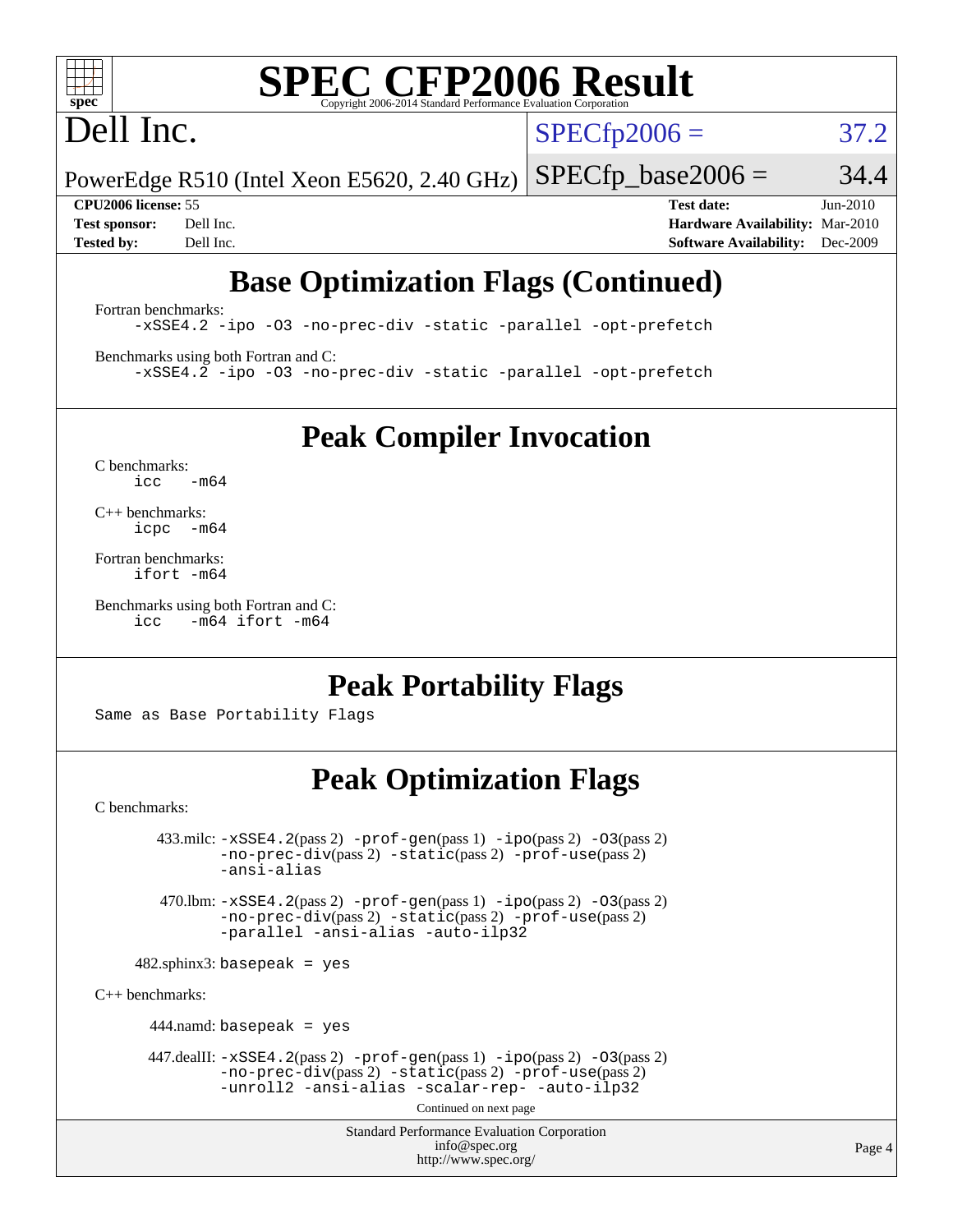# SPEC CFP2006 Result

Copyright 2006-2014 Standard Performance Evaluation Corporation

**Dell Inc.**

PowerEdge R510 (Intel Xeon E5620, 2.40 GHz)

SPECfp2006 = 37.2

SPECfp_base2006 = 34.4

| | | | |
|---|---|---|---|
| **CPU2006 license:** | 55 | **Test date:** | Jun-2010 |
| **Test sponsor:** | Dell Inc. | **Hardware Availability:** | Mar-2010 |
| **Tested by:** | Dell Inc. | **Software Availability:** | Dec-2009 |

## Base Optimization Flags (Continued)

Fortran benchmarks:

```
-xSSE4.2 -ipo -O3 -no-prec-div -static -parallel -opt-prefetch
```

Benchmarks using both Fortran and C:

```
-xSSE4.2 -ipo -O3 -no-prec-div -static -parallel -opt-prefetch
```

## Peak Compiler Invocation

C benchmarks:

```
icc   -m64
```

C++ benchmarks:

```
icpc  -m64
```

Fortran benchmarks:

```
ifort -m64
```

Benchmarks using both Fortran and C:

```
icc   -m64 ifort -m64
```

## Peak Portability Flags

Same as Base Portability Flags

## Peak Optimization Flags

C benchmarks:

433.milc: -xSSE4.2(pass 2) -prof-gen(pass 1) -ipo(pass 2) -O3(pass 2) -no-prec-div(pass 2) -static(pass 2) -prof-use(pass 2) -ansi-alias

470.lbm: -xSSE4.2(pass 2) -prof-gen(pass 1) -ipo(pass 2) -O3(pass 2) -no-prec-div(pass 2) -static(pass 2) -prof-use(pass 2) -parallel -ansi-alias -auto-ilp32

482.sphinx3: basepeak = yes

C++ benchmarks:

444.namd: basepeak = yes

447.dealII: -xSSE4.2(pass 2) -prof-gen(pass 1) -ipo(pass 2) -O3(pass 2) -no-prec-div(pass 2) -static(pass 2) -prof-use(pass 2) -unroll2 -ansi-alias -scalar-rep- -auto-ilp32

Continued on next page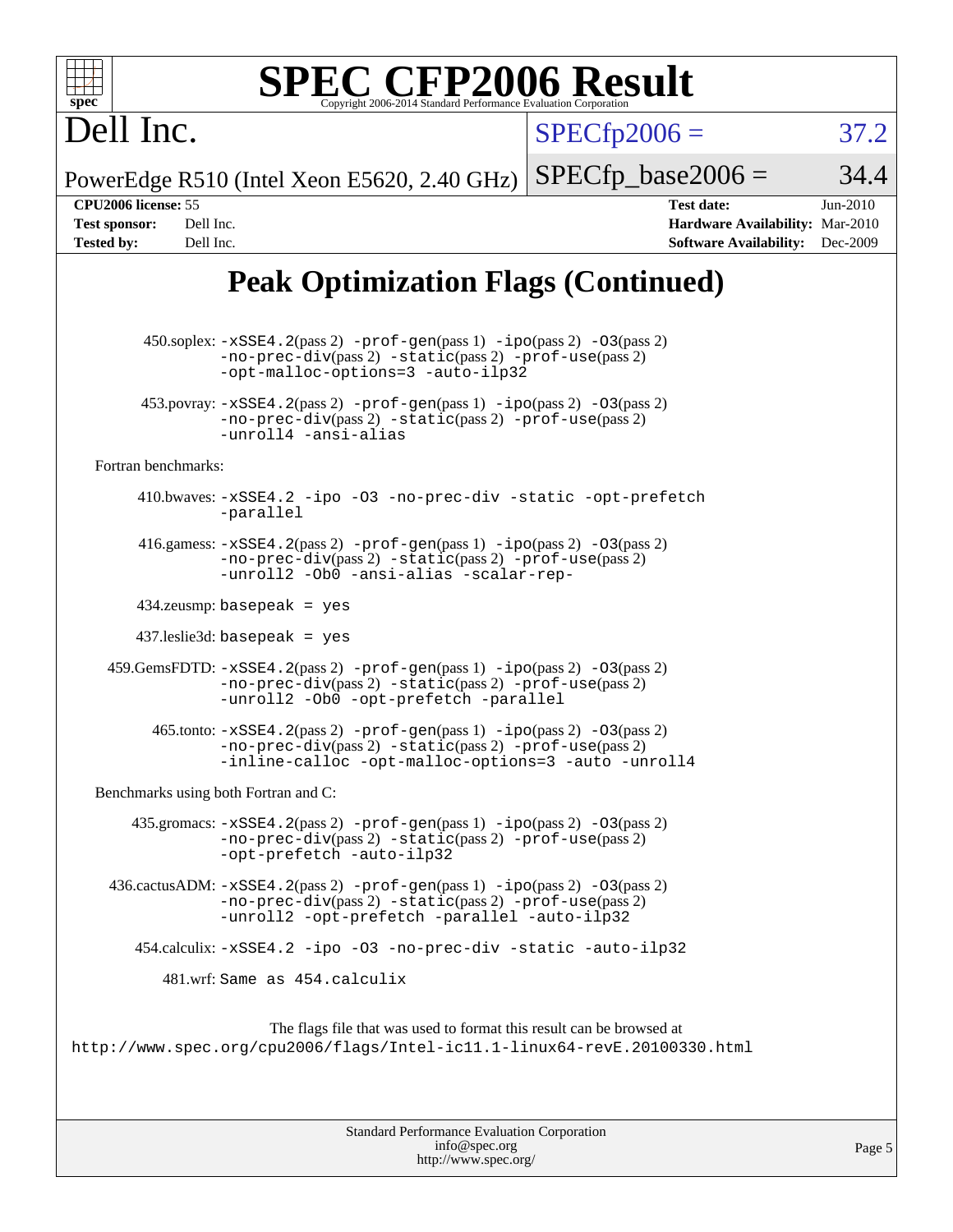# SPEC CFP2006 Result

Copyright 2006-2014 Standard Performance Evaluation Corporation

## Dell Inc.

PowerEdge R510 (Intel Xeon E5620, 2.40 GHz)

SPECfp2006 = 37.2

SPECfp_base2006 = 34.4

**CPU2006 license:** 55
**Test sponsor:** Dell Inc.
**Tested by:** Dell Inc.

**Test date:** Jun-2010
**Hardware Availability:** Mar-2010
**Software Availability:** Dec-2009

## Peak Optimization Flags (Continued)

450.soplex: -xSSE4.2(pass 2) -prof-gen(pass 1) -ipo(pass 2) -O3(pass 2) -no-prec-div(pass 2) -static(pass 2) -prof-use(pass 2) -opt-malloc-options=3 -auto-ilp32

453.povray: -xSSE4.2(pass 2) -prof-gen(pass 1) -ipo(pass 2) -O3(pass 2) -no-prec-div(pass 2) -static(pass 2) -prof-use(pass 2) -unroll4 -ansi-alias

Fortran benchmarks:

410.bwaves: -xSSE4.2 -ipo -O3 -no-prec-div -static -opt-prefetch -parallel

416.gamess: -xSSE4.2(pass 2) -prof-gen(pass 1) -ipo(pass 2) -O3(pass 2) -no-prec-div(pass 2) -static(pass 2) -prof-use(pass 2) -unroll2 -Ob0 -ansi-alias -scalar-rep-

434.zeusmp: basepeak = yes

437.leslie3d: basepeak = yes

459.GemsFDTD: -xSSE4.2(pass 2) -prof-gen(pass 1) -ipo(pass 2) -O3(pass 2) -no-prec-div(pass 2) -static(pass 2) -prof-use(pass 2) -unroll2 -Ob0 -opt-prefetch -parallel

465.tonto: -xSSE4.2(pass 2) -prof-gen(pass 1) -ipo(pass 2) -O3(pass 2) -no-prec-div(pass 2) -static(pass 2) -prof-use(pass 2) -inline-calloc -opt-malloc-options=3 -auto -unroll4

Benchmarks using both Fortran and C:

435.gromacs: -xSSE4.2(pass 2) -prof-gen(pass 1) -ipo(pass 2) -O3(pass 2) -no-prec-div(pass 2) -static(pass 2) -prof-use(pass 2) -opt-prefetch -auto-ilp32

436.cactusADM: -xSSE4.2(pass 2) -prof-gen(pass 1) -ipo(pass 2) -O3(pass 2) -no-prec-div(pass 2) -static(pass 2) -prof-use(pass 2) -unroll2 -opt-prefetch -parallel -auto-ilp32

454.calculix: -xSSE4.2 -ipo -O3 -no-prec-div -static -auto-ilp32

481.wrf: Same as 454.calculix

The flags file that was used to format this result can be browsed at
http://www.spec.org/cpu2006/flags/Intel-ic11.1-linux64-revE.20100330.html

Standard Performance Evaluation Corporation
info@spec.org
http://www.spec.org/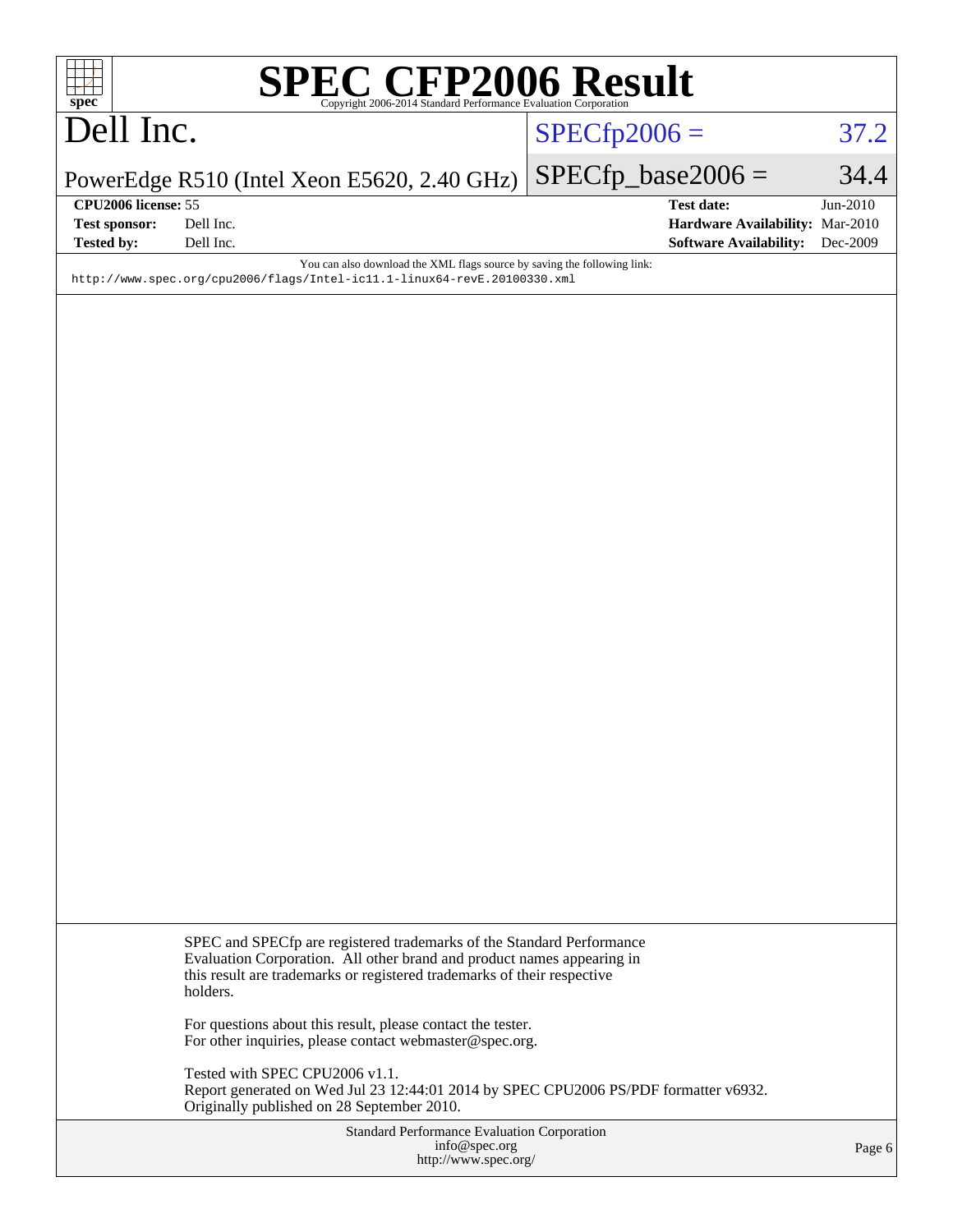# SPEC CFP2006 Result

Copyright 2006-2014 Standard Performance Evaluation Corporation

## Dell Inc.

PowerEdge R510 (Intel Xeon E5620, 2.40 GHz)

SPECfp2006 = 37.2

SPECfp_base2006 = 34.4

| | | | |
|---|---|---|---|
| **CPU2006 license:** 55 | | **Test date:** | Jun-2010 |
| **Test sponsor:** | Dell Inc. | **Hardware Availability:** | Mar-2010 |
| **Tested by:** | Dell Inc. | **Software Availability:** | Dec-2009 |

You can also download the XML flags source by saving the following link:
http://www.spec.org/cpu2006/flags/Intel-ic11.1-linux64-revE.20100330.xml

SPEC and SPECfp are registered trademarks of the Standard Performance Evaluation Corporation. All other brand and product names appearing in this result are trademarks or registered trademarks of their respective holders.

For questions about this result, please contact the tester.
For other inquiries, please contact webmaster@spec.org.

Tested with SPEC CPU2006 v1.1.
Report generated on Wed Jul 23 12:44:01 2014 by SPEC CPU2006 PS/PDF formatter v6932.
Originally published on 28 September 2010.

Standard Performance Evaluation Corporation
info@spec.org
http://www.spec.org/